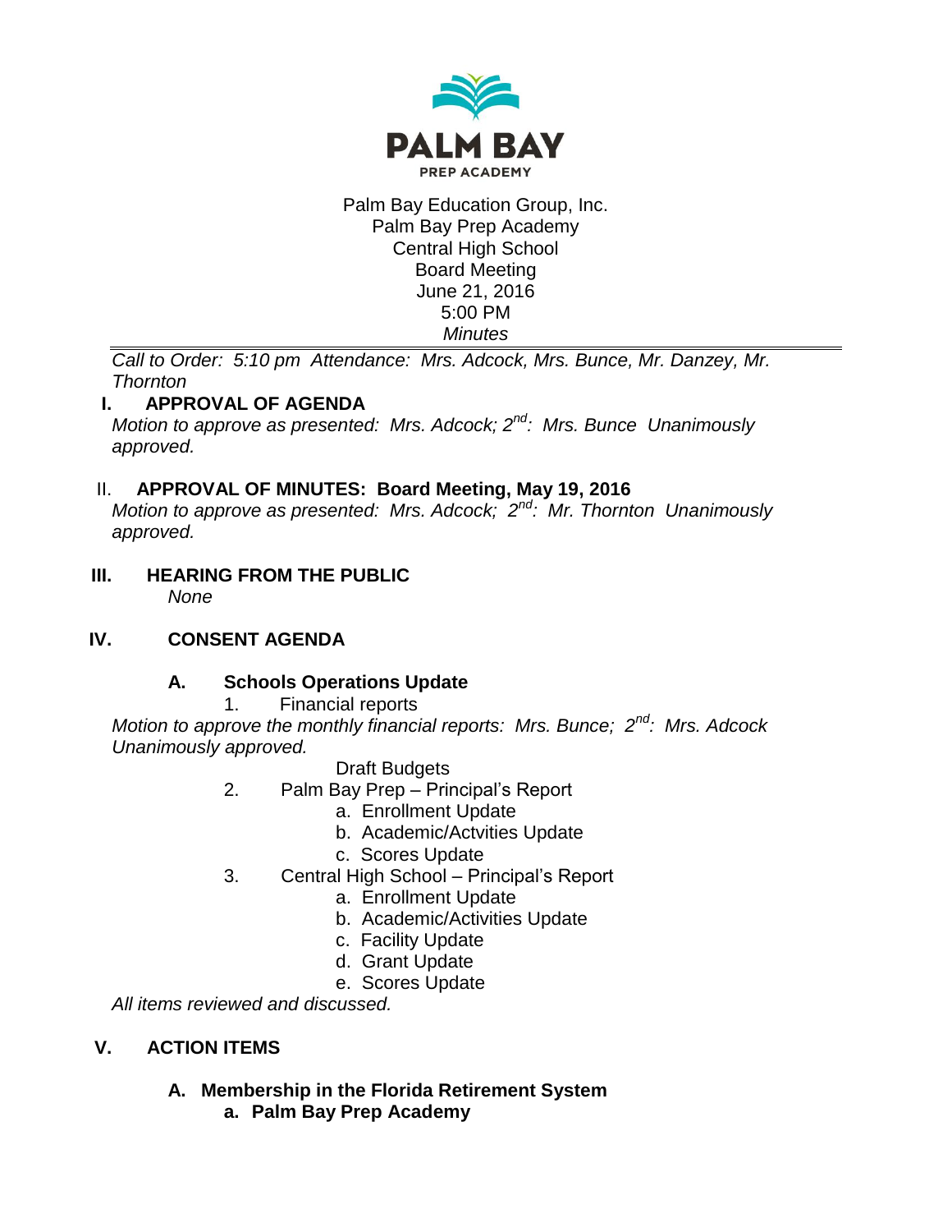PALM BAY
PREP ACADEMY

Palm Bay Education Group, Inc.
Palm Bay Prep Academy
Central High School
Board Meeting
June 21, 2016
5:00 PM
*Minutes*

---

*Call to Order: 5:10 pm Attendance: Mrs. Adcock, Mrs. Bunce, Mr. Danzey, Mr. Thornton*

## I. APPROVAL OF AGENDA

*Motion to approve as presented: Mrs. Adcock; 2nd: Mrs. Bunce Unanimously approved.*

## II. APPROVAL OF MINUTES: Board Meeting, May 19, 2016

*Motion to approve as presented: Mrs. Adcock; 2nd: Mr. Thornton Unanimously approved.*

## III. HEARING FROM THE PUBLIC

*None*

## IV. CONSENT AGENDA

### A. Schools Operations Update

1. Financial reports

*Motion to approve the monthly financial reports: Mrs. Bunce; 2nd: Mrs. Adcock Unanimously approved.*

Draft Budgets

2. Palm Bay Prep – Principal's Report
   - a. Enrollment Update
   - b. Academic/Actvities Update
   - c. Scores Update
3. Central High School – Principal's Report
   - a. Enrollment Update
   - b. Academic/Activities Update
   - c. Facility Update
   - d. Grant Update
   - e. Scores Update

*All items reviewed and discussed.*

## V. ACTION ITEMS

### A. Membership in the Florida Retirement System

**a. Palm Bay Prep Academy**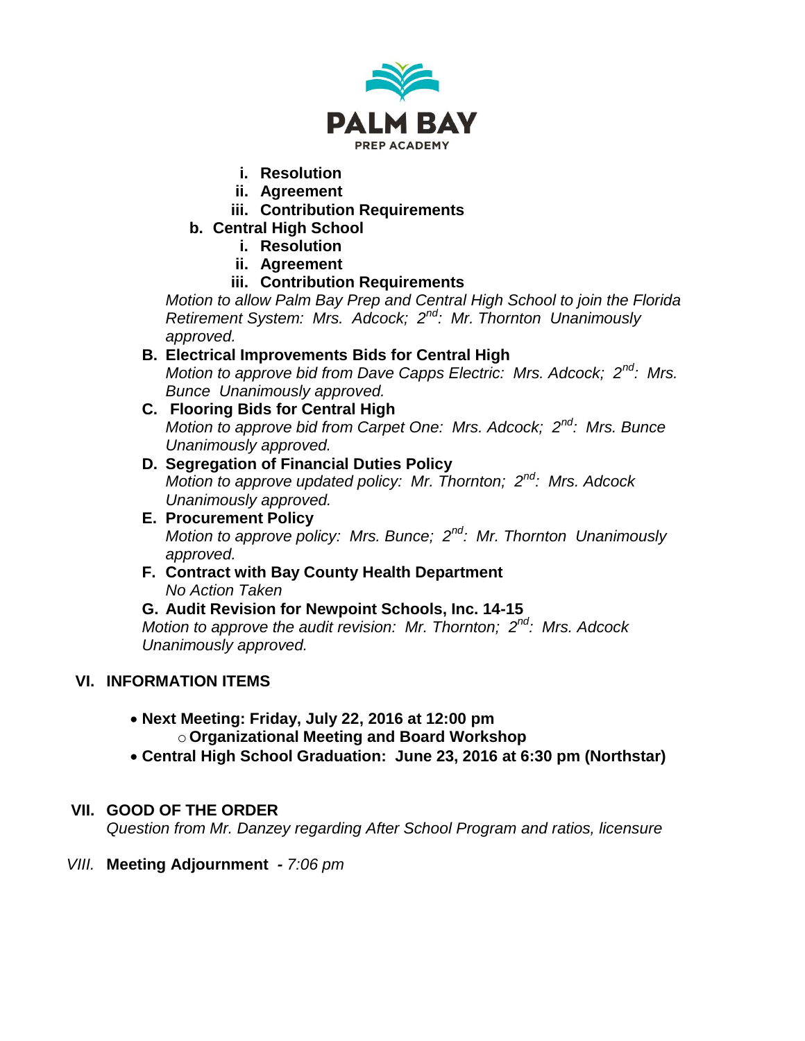**PALM BAY**
PREP ACADEMY

- i. **Resolution**
- ii. **Agreement**
- iii. **Contribution Requirements**

**b. Central High School**

- i. **Resolution**
- ii. **Agreement**
- iii. **Contribution Requirements**

*Motion to allow Palm Bay Prep and Central High School to join the Florida Retirement System: Mrs. Adcock; 2nd: Mr. Thornton Unanimously approved.*

**B. Electrical Improvements Bids for Central High**
*Motion to approve bid from Dave Capps Electric: Mrs. Adcock; 2nd: Mrs. Bunce Unanimously approved.*

**C. Flooring Bids for Central High**
*Motion to approve bid from Carpet One: Mrs. Adcock; 2nd: Mrs. Bunce Unanimously approved.*

**D. Segregation of Financial Duties Policy**
*Motion to approve updated policy: Mr. Thornton; 2nd: Mrs. Adcock Unanimously approved.*

**E. Procurement Policy**
*Motion to approve policy: Mrs. Bunce; 2nd: Mr. Thornton Unanimously approved.*

**F. Contract with Bay County Health Department**
*No Action Taken*

**G. Audit Revision for Newpoint Schools, Inc. 14-15**
*Motion to approve the audit revision: Mr. Thornton; 2nd: Mrs. Adcock Unanimously approved.*

## VI. INFORMATION ITEMS

- **Next Meeting: Friday, July 22, 2016 at 12:00 pm**
  - **Organizational Meeting and Board Workshop**
- **Central High School Graduation: June 23, 2016 at 6:30 pm (Northstar)**

## VII. GOOD OF THE ORDER

*Question from Mr. Danzey regarding After School Program and ratios, licensure*

*VIII.* **Meeting Adjournment** **-** *7:06 pm*